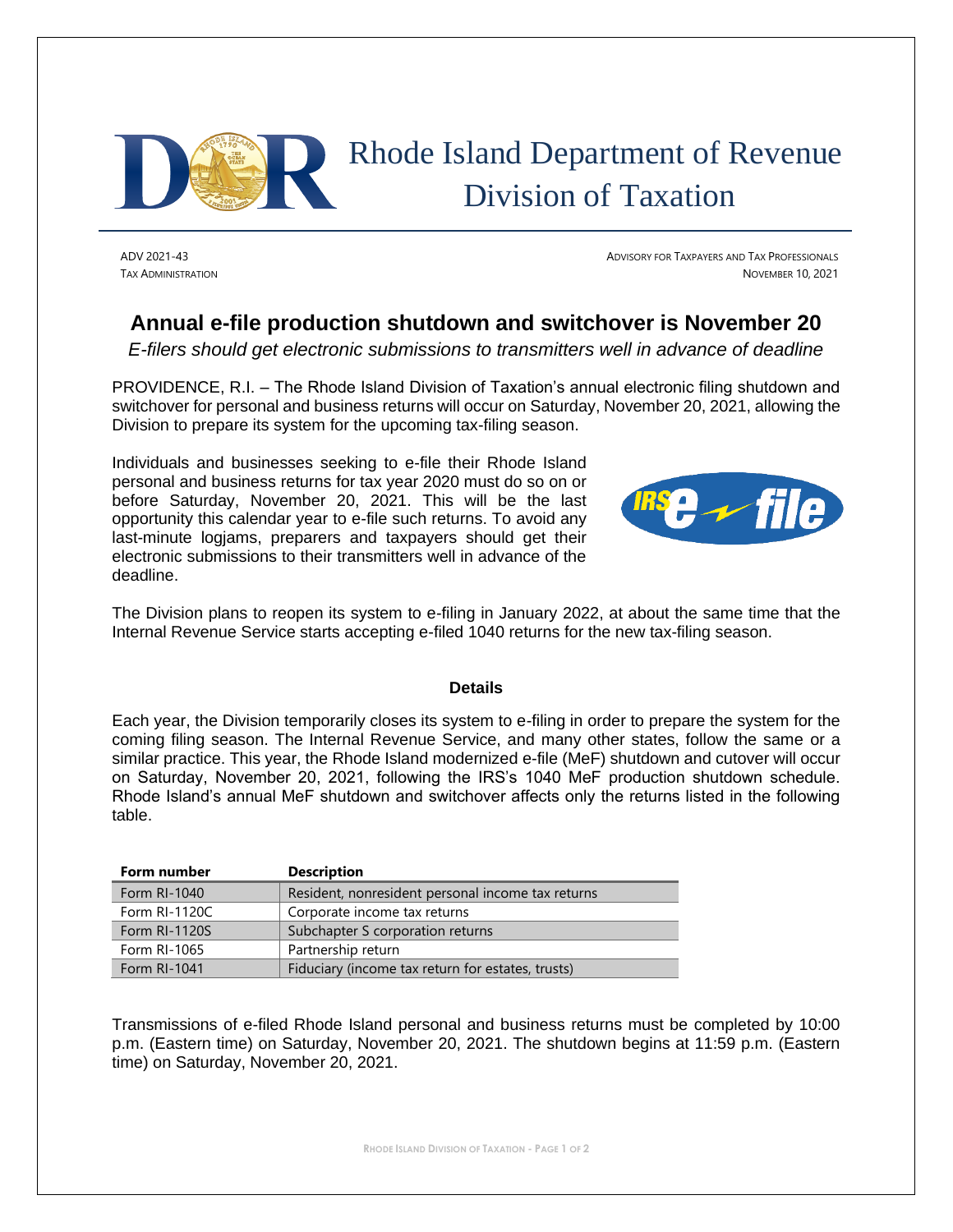# Rhode Island Department of Revenue Division of Taxation

ADV 2021-43
TAX ADMINISTRATION

ADVISORY FOR TAXPAYERS AND TAX PROFESSIONALS
NOVEMBER 10, 2021

## Annual e-file production shutdown and switchover is November 20

*E-filers should get electronic submissions to transmitters well in advance of deadline*

PROVIDENCE, R.I. – The Rhode Island Division of Taxation's annual electronic filing shutdown and switchover for personal and business returns will occur on Saturday, November 20, 2021, allowing the Division to prepare its system for the upcoming tax-filing season.

Individuals and businesses seeking to e-file their Rhode Island personal and business returns for tax year 2020 must do so on or before Saturday, November 20, 2021. This will be the last opportunity this calendar year to e-file such returns. To avoid any last-minute logjams, preparers and taxpayers should get their electronic submissions to their transmitters well in advance of the deadline.

The Division plans to reopen its system to e-filing in January 2022, at about the same time that the Internal Revenue Service starts accepting e-filed 1040 returns for the new tax-filing season.

### Details

Each year, the Division temporarily closes its system to e-filing in order to prepare the system for the coming filing season. The Internal Revenue Service, and many other states, follow the same or a similar practice. This year, the Rhode Island modernized e-file (MeF) shutdown and cutover will occur on Saturday, November 20, 2021, following the IRS's 1040 MeF production shutdown schedule. Rhode Island's annual MeF shutdown and switchover affects only the returns listed in the following table.

| Form number | Description |
|---|---|
| Form RI-1040 | Resident, nonresident personal income tax returns |
| Form RI-1120C | Corporate income tax returns |
| Form RI-1120S | Subchapter S corporation returns |
| Form RI-1065 | Partnership return |
| Form RI-1041 | Fiduciary (income tax return for estates, trusts) |

Transmissions of e-filed Rhode Island personal and business returns must be completed by 10:00 p.m. (Eastern time) on Saturday, November 20, 2021. The shutdown begins at 11:59 p.m. (Eastern time) on Saturday, November 20, 2021.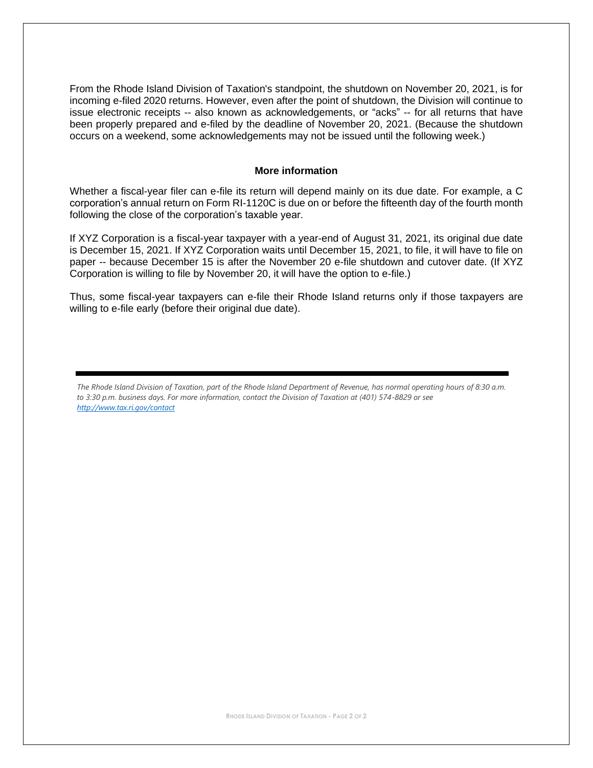From the Rhode Island Division of Taxation's standpoint, the shutdown on November 20, 2021, is for incoming e-filed 2020 returns. However, even after the point of shutdown, the Division will continue to issue electronic receipts -- also known as acknowledgements, or "acks" -- for all returns that have been properly prepared and e-filed by the deadline of November 20, 2021. (Because the shutdown occurs on a weekend, some acknowledgements may not be issued until the following week.)

## More information

Whether a fiscal-year filer can e-file its return will depend mainly on its due date. For example, a C corporation's annual return on Form RI-1120C is due on or before the fifteenth day of the fourth month following the close of the corporation's taxable year.

If XYZ Corporation is a fiscal-year taxpayer with a year-end of August 31, 2021, its original due date is December 15, 2021. If XYZ Corporation waits until December 15, 2021, to file, it will have to file on paper -- because December 15 is after the November 20 e-file shutdown and cutover date. (If XYZ Corporation is willing to file by November 20, it will have the option to e-file.)

Thus, some fiscal-year taxpayers can e-file their Rhode Island returns only if those taxpayers are willing to e-file early (before their original due date).

---

*The Rhode Island Division of Taxation, part of the Rhode Island Department of Revenue, has normal operating hours of 8:30 a.m. to 3:30 p.m. business days. For more information, contact the Division of Taxation at (401) 574-8829 or see [http://www.tax.ri.gov/contact](http://www.tax.ri.gov/contact)*